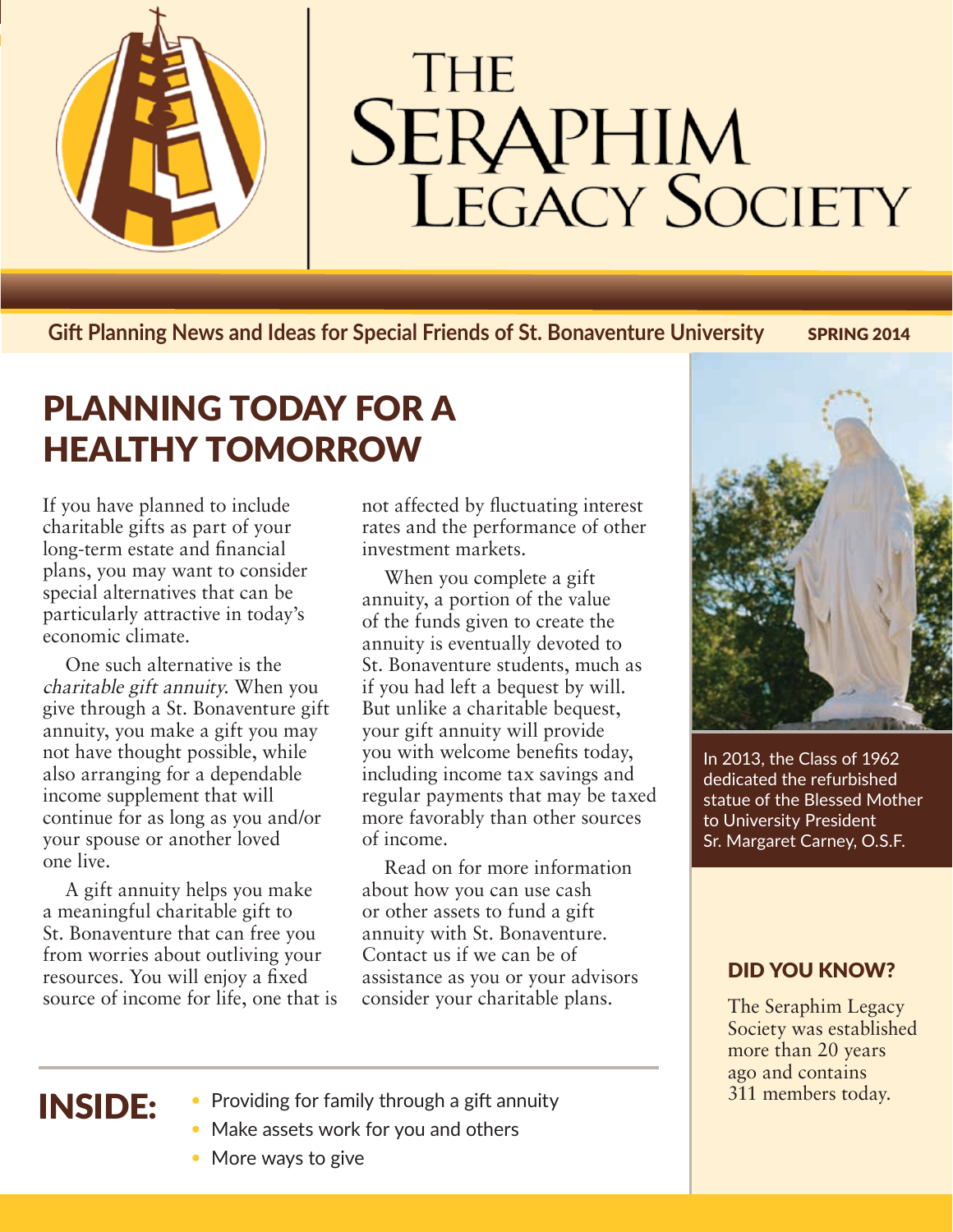# The Seraphim Legacy Society

**Gift Planning News and Ideas for Special Friends of St. Bonaventure University** SPRING 2014

## PLANNING TODAY FOR A HEALTHY TOMORROW

If you have planned to include charitable gifts as part of your long-term estate and financial plans, you may want to consider special alternatives that can be particularly attractive in today's economic climate.

One such alternative is the *charitable gift annuity*. When you give through a St. Bonaventure gift annuity, you make a gift you may not have thought possible, while also arranging for a dependable income supplement that will continue for as long as you and/or your spouse or another loved one live.

A gift annuity helps you make a meaningful charitable gift to St. Bonaventure that can free you from worries about outliving your resources. You will enjoy a fixed source of income for life, one that is not affected by fluctuating interest rates and the performance of other investment markets.

When you complete a gift annuity, a portion of the value of the funds given to create the annuity is eventually devoted to St. Bonaventure students, much as if you had left a bequest by will. But unlike a charitable bequest, your gift annuity will provide you with welcome benefits today, including income tax savings and regular payments that may be taxed more favorably than other sources of income.

Read on for more information about how you can use cash or other assets to fund a gift annuity with St. Bonaventure. Contact us if we can be of assistance as you or your advisors consider your charitable plans.

In 2013, the Class of 1962 dedicated the refurbished statue of the Blessed Mother to University President Sr. Margaret Carney, O.S.F.

### DID YOU KNOW?

The Seraphim Legacy Society was established more than 20 years ago and contains 311 members today.

## INSIDE:

- Providing for family through a gift annuity
- Make assets work for you and others
- More ways to give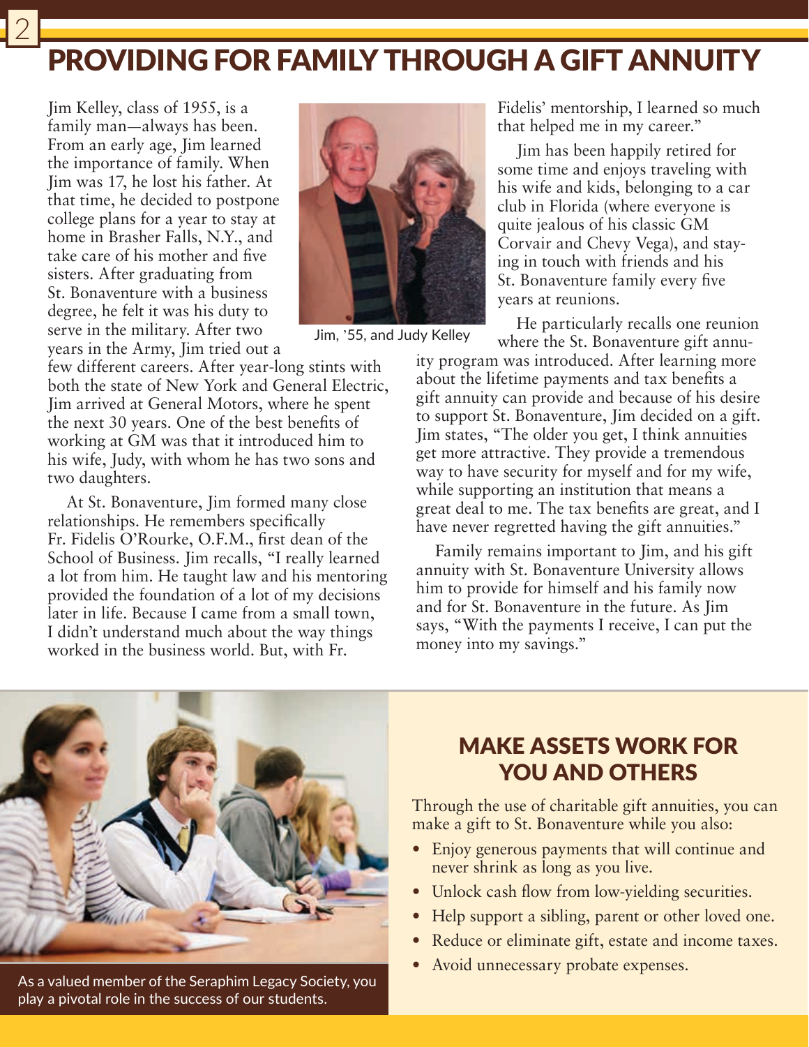# PROVIDING FOR FAMILY THROUGH A GIFT ANNUITY

Jim Kelley, class of 1955, is a family man—always has been. From an early age, Jim learned the importance of family. When Jim was 17, he lost his father. At that time, he decided to postpone college plans for a year to stay at home in Brasher Falls, N.Y., and take care of his mother and five sisters. After graduating from St. Bonaventure with a business degree, he felt it was his duty to serve in the military. After two years in the Army, Jim tried out a few different careers. After year-long stints with both the state of New York and General Electric, Jim arrived at General Motors, where he spent the next 30 years. One of the best benefits of working at GM was that it introduced him to his wife, Judy, with whom he has two sons and two daughters.

Jim, '55, and Judy Kelley

At St. Bonaventure, Jim formed many close relationships. He remembers specifically Fr. Fidelis O'Rourke, O.F.M., first dean of the School of Business. Jim recalls, "I really learned a lot from him. He taught law and his mentoring provided the foundation of a lot of my decisions later in life. Because I came from a small town, I didn't understand much about the way things worked in the business world. But, with Fr. Fidelis' mentorship, I learned so much that helped me in my career."

Jim has been happily retired for some time and enjoys traveling with his wife and kids, belonging to a car club in Florida (where everyone is quite jealous of his classic GM Corvair and Chevy Vega), and staying in touch with friends and his St. Bonaventure family every five years at reunions.

He particularly recalls one reunion where the St. Bonaventure gift annuity program was introduced. After learning more about the lifetime payments and tax benefits a gift annuity can provide and because of his desire to support St. Bonaventure, Jim decided on a gift. Jim states, "The older you get, I think annuities get more attractive. They provide a tremendous way to have security for myself and for my wife, while supporting an institution that means a great deal to me. The tax benefits are great, and I have never regretted having the gift annuities."

Family remains important to Jim, and his gift annuity with St. Bonaventure University allows him to provide for himself and his family now and for St. Bonaventure in the future. As Jim says, "With the payments I receive, I can put the money into my savings."

As a valued member of the Seraphim Legacy Society, you play a pivotal role in the success of our students.

## MAKE ASSETS WORK FOR YOU AND OTHERS

Through the use of charitable gift annuities, you can make a gift to St. Bonaventure while you also:

- Enjoy generous payments that will continue and never shrink as long as you live.
- Unlock cash flow from low-yielding securities.
- Help support a sibling, parent or other loved one.
- Reduce or eliminate gift, estate and income taxes.
- Avoid unnecessary probate expenses.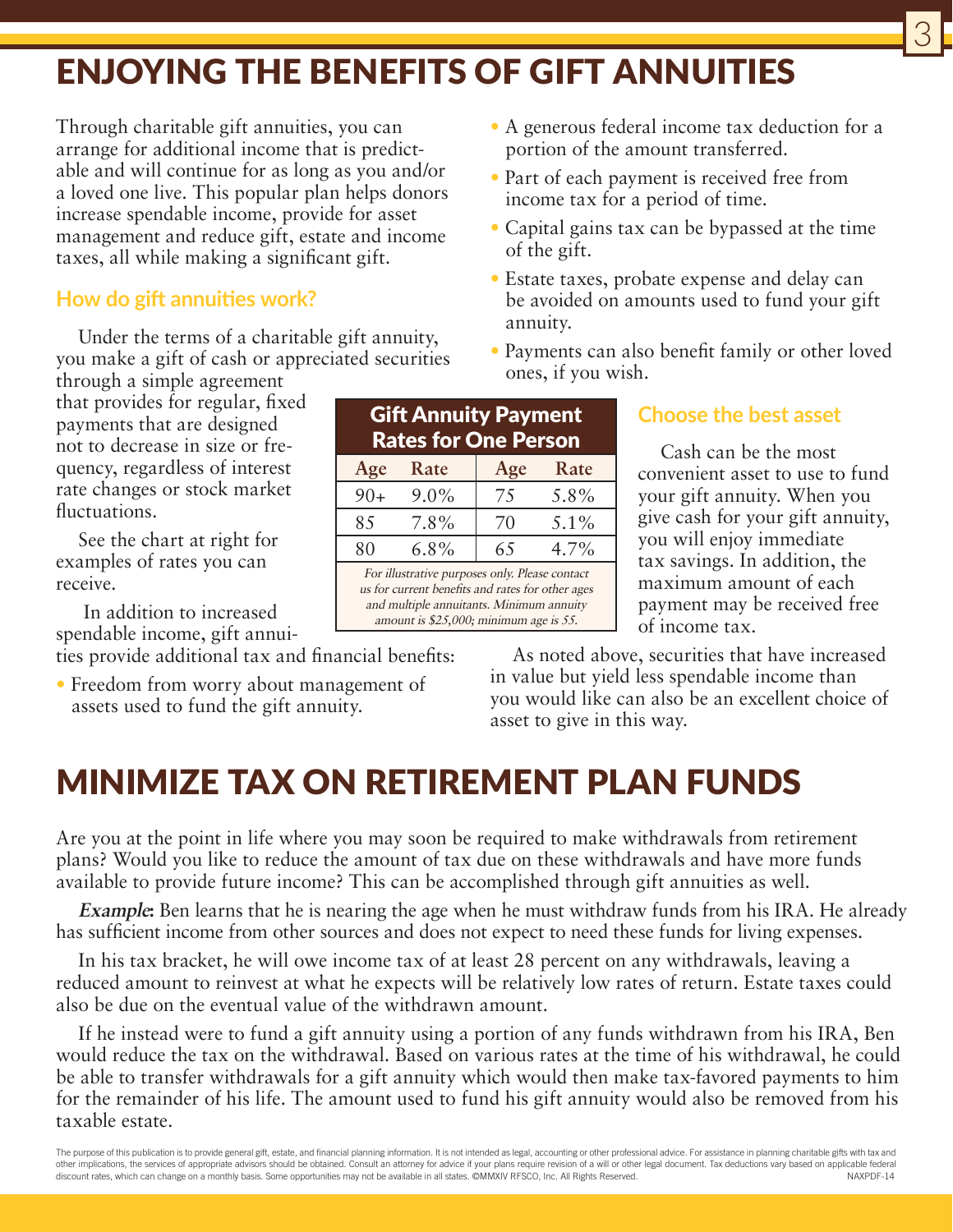# ENJOYING THE BENEFITS OF GIFT ANNUITIES

Through charitable gift annuities, you can arrange for additional income that is predictable and will continue for as long as you and/or a loved one live. This popular plan helps donors increase spendable income, provide for asset management and reduce gift, estate and income taxes, all while making a significant gift.

## How do gift annuities work?

Under the terms of a charitable gift annuity, you make a gift of cash or appreciated securities through a simple agreement that provides for regular, fixed payments that are designed not to decrease in size or frequency, regardless of interest rate changes or stock market fluctuations.

See the chart at right for examples of rates you can receive.

| Gift Annuity Payment Rates for One Person | | | |
|---|---|---|---|
| Age | Rate | Age | Rate |
| 90+ | 9.0% | 75 | 5.8% |
| 85 | 7.8% | 70 | 5.1% |
| 80 | 6.8% | 65 | 4.7% |

*For illustrative purposes only. Please contact us for current benefits and rates for other ages and multiple annuitants. Minimum annuity amount is $25,000; minimum age is 55.*

In addition to increased spendable income, gift annuities provide additional tax and financial benefits:

- Freedom from worry about management of assets used to fund the gift annuity.
- A generous federal income tax deduction for a portion of the amount transferred.
- Part of each payment is received free from income tax for a period of time.
- Capital gains tax can be bypassed at the time of the gift.
- Estate taxes, probate expense and delay can be avoided on amounts used to fund your gift annuity.
- Payments can also benefit family or other loved ones, if you wish.

## Choose the best asset

Cash can be the most convenient asset to use to fund your gift annuity. When you give cash for your gift annuity, you will enjoy immediate tax savings. In addition, the maximum amount of each payment may be received free of income tax.

As noted above, securities that have increased in value but yield less spendable income than you would like can also be an excellent choice of asset to give in this way.

# MINIMIZE TAX ON RETIREMENT PLAN FUNDS

Are you at the point in life where you may soon be required to make withdrawals from retirement plans? Would you like to reduce the amount of tax due on these withdrawals and have more funds available to provide future income? This can be accomplished through gift annuities as well.

***Example:*** Ben learns that he is nearing the age when he must withdraw funds from his IRA. He already has sufficient income from other sources and does not expect to need these funds for living expenses.

In his tax bracket, he will owe income tax of at least 28 percent on any withdrawals, leaving a reduced amount to reinvest at what he expects will be relatively low rates of return. Estate taxes could also be due on the eventual value of the withdrawn amount.

If he instead were to fund a gift annuity using a portion of any funds withdrawn from his IRA, Ben would reduce the tax on the withdrawal. Based on various rates at the time of his withdrawal, he could be able to transfer withdrawals for a gift annuity which would then make tax-favored payments to him for the remainder of his life. The amount used to fund his gift annuity would also be removed from his taxable estate.

The purpose of this publication is to provide general gift, estate, and financial planning information. It is not intended as legal, accounting or other professional advice. For assistance in planning charitable gifts with tax and other implications, the services of appropriate advisors should be obtained. Consult an attorney for advice if your plans require revision of a will or other legal document. Tax deductions vary based on applicable federal discount rates, which can change on a monthly basis. Some opportunities may not be available in all states. ©MMXIV RFSCO, Inc. All Rights Reserved. NAXPDF-14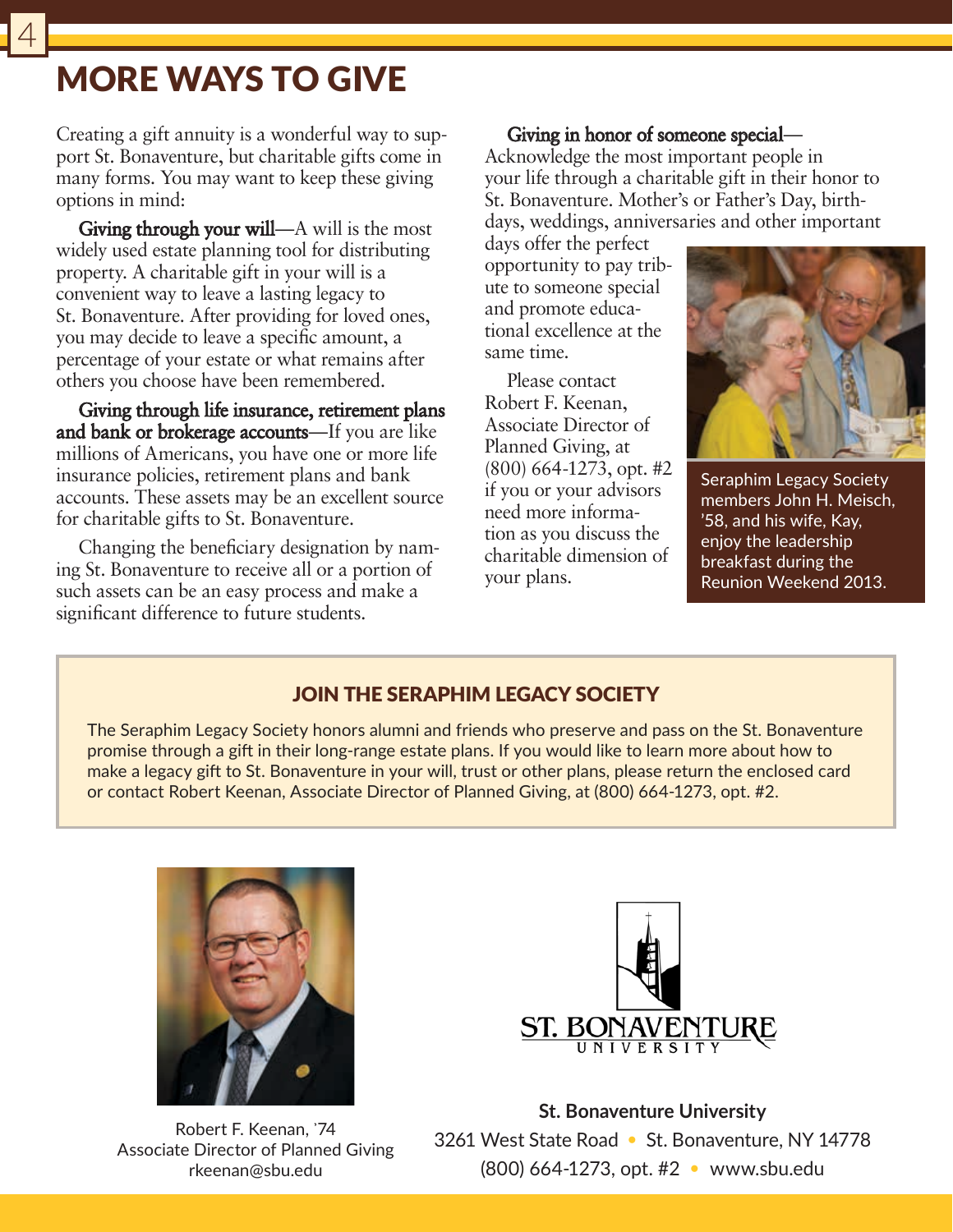# MORE WAYS TO GIVE

Creating a gift annuity is a wonderful way to support St. Bonaventure, but charitable gifts come in many forms. You may want to keep these giving options in mind:

**Giving through your will**—A will is the most widely used estate planning tool for distributing property. A charitable gift in your will is a convenient way to leave a lasting legacy to St. Bonaventure. After providing for loved ones, you may decide to leave a specific amount, a percentage of your estate or what remains after others you choose have been remembered.

**Giving through life insurance, retirement plans and bank or brokerage accounts**—If you are like millions of Americans, you have one or more life insurance policies, retirement plans and bank accounts. These assets may be an excellent source for charitable gifts to St. Bonaventure.

Changing the beneficiary designation by naming St. Bonaventure to receive all or a portion of such assets can be an easy process and make a significant difference to future students.

**Giving in honor of someone special**—Acknowledge the most important people in your life through a charitable gift in their honor to St. Bonaventure. Mother's or Father's Day, birthdays, weddings, anniversaries and other important days offer the perfect opportunity to pay tribute to someone special and promote educational excellence at the same time.

Please contact Robert F. Keenan, Associate Director of Planned Giving, at (800) 664-1273, opt. #2 if you or your advisors need more information as you discuss the charitable dimension of your plans.

Seraphim Legacy Society members John H. Meisch, '58, and his wife, Kay, enjoy the leadership breakfast during the Reunion Weekend 2013.

## JOIN THE SERAPHIM LEGACY SOCIETY

The Seraphim Legacy Society honors alumni and friends who preserve and pass on the St. Bonaventure promise through a gift in their long-range estate plans. If you would like to learn more about how to make a legacy gift to St. Bonaventure in your will, trust or other plans, please return the enclosed card or contact Robert Keenan, Associate Director of Planned Giving, at (800) 664-1273, opt. #2.

Robert F. Keenan, '74
Associate Director of Planned Giving
rkeenan@sbu.edu

ST. BONAVENTURE UNIVERSITY

**St. Bonaventure University**
3261 West State Road • St. Bonaventure, NY 14778
(800) 664-1273, opt. #2 • www.sbu.edu